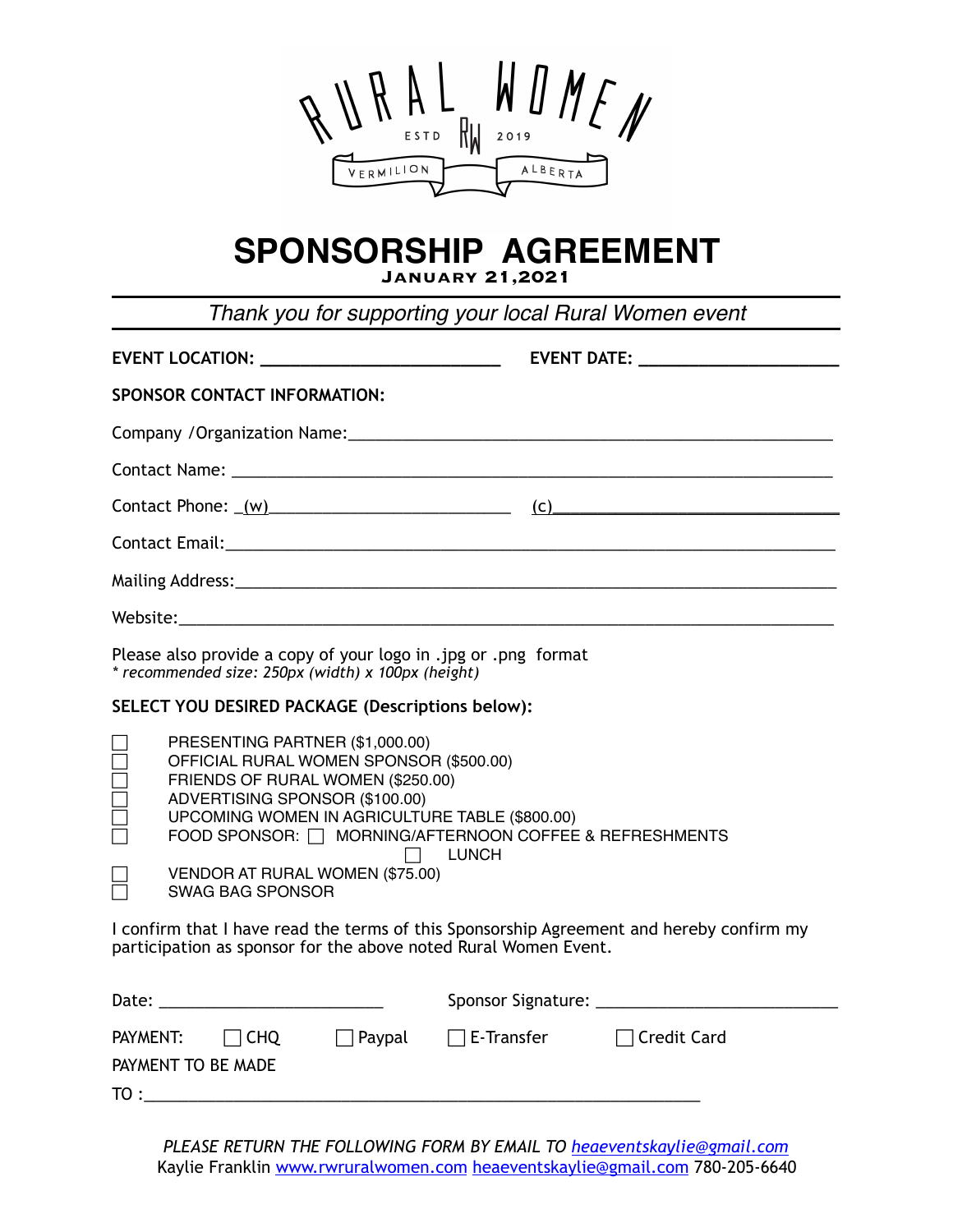RURAL WOMEN
ESTD RW 2019
VERMILION ALBERTA

# SPONSORSHIP AGREEMENT

**JANUARY 21,2021**

*Thank you for supporting your local Rural Women event*

**EVENT LOCATION:** ______________________ **EVENT DATE:** ____________________

**SPONSOR CONTACT INFORMATION:**

Company /Organization Name:_____________________________________________

Contact Name: ______________________________________________________

Contact Phone: _(w)______________________ (c)___________________________

Contact Email:______________________________________________________

Mailing Address:_____________________________________________________

Website:__________________________________________________________

Please also provide a copy of your logo in .jpg or .png format
*\* recommended size: 250px (width) x 100px (height)*

**SELECT YOU DESIRED PACKAGE (Descriptions below):**

- ☐ PRESENTING PARTNER ($1,000.00)
- ☐ OFFICIAL RURAL WOMEN SPONSOR ($500.00)
- ☐ FRIENDS OF RURAL WOMEN ($250.00)
- ☐ ADVERTISING SPONSOR ($100.00)
- ☐ UPCOMING WOMEN IN AGRICULTURE TABLE ($800.00)
- ☐ FOOD SPONSOR: ☐ MORNING/AFTERNOON COFFEE & REFRESHMENTS
  - ☐ LUNCH
- ☐ VENDOR AT RURAL WOMEN ($75.00)
- ☐ SWAG BAG SPONSOR

I confirm that I have read the terms of this Sponsorship Agreement and hereby confirm my participation as sponsor for the above noted Rural Women Event.

Date: ______________________ Sponsor Signature: ________________________

PAYMENT: ☐ CHQ ☐ Paypal ☐ E-Transfer ☐ Credit Card

PAYMENT TO BE MADE
TO :_______________________________________________________

*PLEASE RETURN THE FOLLOWING FORM BY EMAIL TO heaeventskaylie@gmail.com*
Kaylie Franklin www.rwruralwomen.com heaeventskaylie@gmail.com 780-205-6640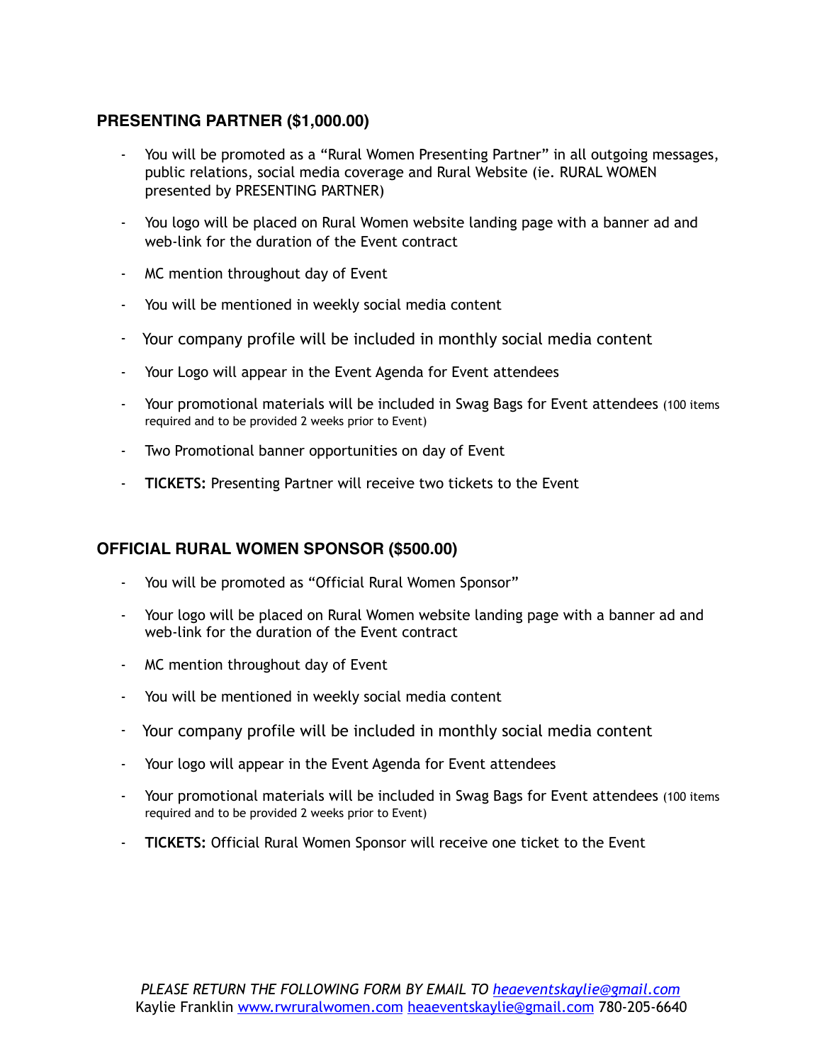## PRESENTING PARTNER ($1,000.00)

- You will be promoted as a "Rural Women Presenting Partner" in all outgoing messages, public relations, social media coverage and Rural Website (ie. RURAL WOMEN presented by PRESENTING PARTNER)
- You logo will be placed on Rural Women website landing page with a banner ad and web-link for the duration of the Event contract
- MC mention throughout day of Event
- You will be mentioned in weekly social media content
- Your company profile will be included in monthly social media content
- Your Logo will appear in the Event Agenda for Event attendees
- Your promotional materials will be included in Swag Bags for Event attendees (100 items required and to be provided 2 weeks prior to Event)
- Two Promotional banner opportunities on day of Event
- **TICKETS:** Presenting Partner will receive two tickets to the Event

## OFFICIAL RURAL WOMEN SPONSOR ($500.00)

- You will be promoted as "Official Rural Women Sponsor"
- Your logo will be placed on Rural Women website landing page with a banner ad and web-link for the duration of the Event contract
- MC mention throughout day of Event
- You will be mentioned in weekly social media content
- Your company profile will be included in monthly social media content
- Your logo will appear in the Event Agenda for Event attendees
- Your promotional materials will be included in Swag Bags for Event attendees (100 items required and to be provided 2 weeks prior to Event)
- **TICKETS:** Official Rural Women Sponsor will receive one ticket to the Event

*PLEASE RETURN THE FOLLOWING FORM BY EMAIL TO heaeventskaylie@gmail.com*
Kaylie Franklin www.rwruralwomen.com heaeventskaylie@gmail.com 780-205-6640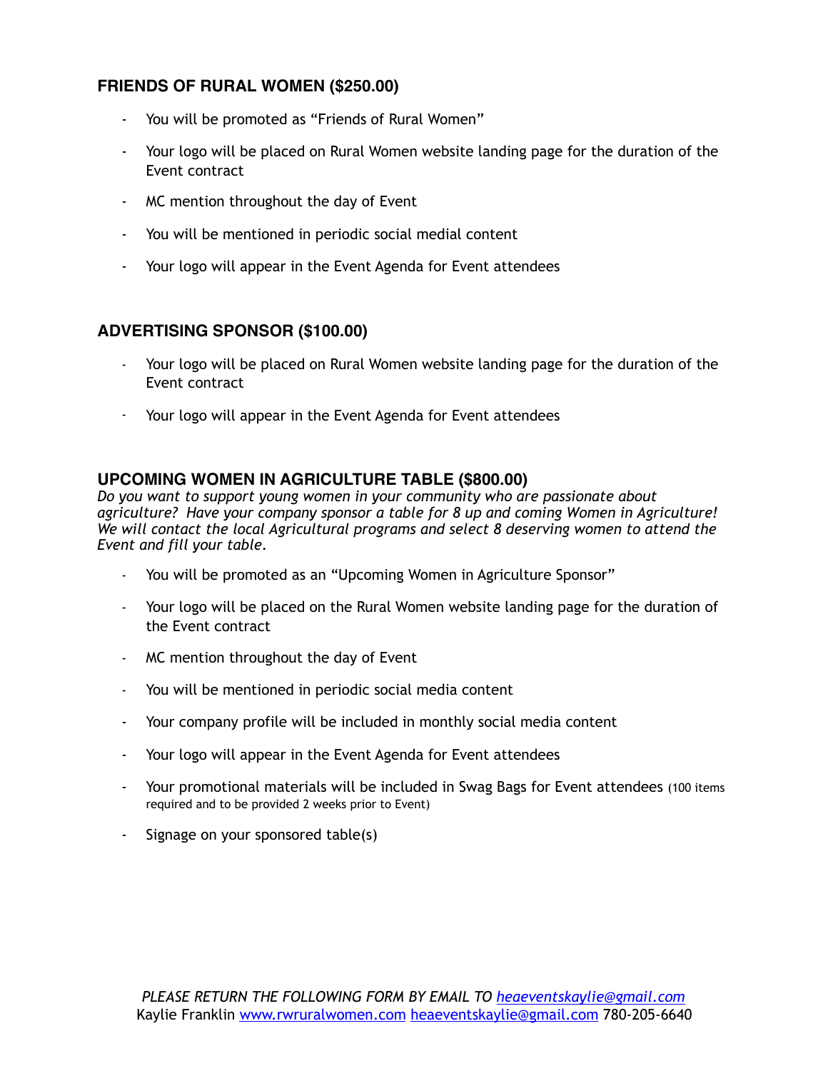## FRIENDS OF RURAL WOMEN ($250.00)

- You will be promoted as "Friends of Rural Women"
- Your logo will be placed on Rural Women website landing page for the duration of the Event contract
- MC mention throughout the day of Event
- You will be mentioned in periodic social medial content
- Your logo will appear in the Event Agenda for Event attendees

## ADVERTISING SPONSOR ($100.00)

- Your logo will be placed on Rural Women website landing page for the duration of the Event contract
- Your logo will appear in the Event Agenda for Event attendees

## UPCOMING WOMEN IN AGRICULTURE TABLE ($800.00)

*Do you want to support young women in your community who are passionate about agriculture? Have your company sponsor a table for 8 up and coming Women in Agriculture! We will contact the local Agricultural programs and select 8 deserving women to attend the Event and fill your table.*

- You will be promoted as an "Upcoming Women in Agriculture Sponsor"
- Your logo will be placed on the Rural Women website landing page for the duration of the Event contract
- MC mention throughout the day of Event
- You will be mentioned in periodic social media content
- Your company profile will be included in monthly social media content
- Your logo will appear in the Event Agenda for Event attendees
- Your promotional materials will be included in Swag Bags for Event attendees (100 items required and to be provided 2 weeks prior to Event)
- Signage on your sponsored table(s)

*PLEASE RETURN THE FOLLOWING FORM BY EMAIL TO heaeventskaylie@gmail.com*
Kaylie Franklin www.rwruralwomen.com heaeventskaylie@gmail.com 780-205-6640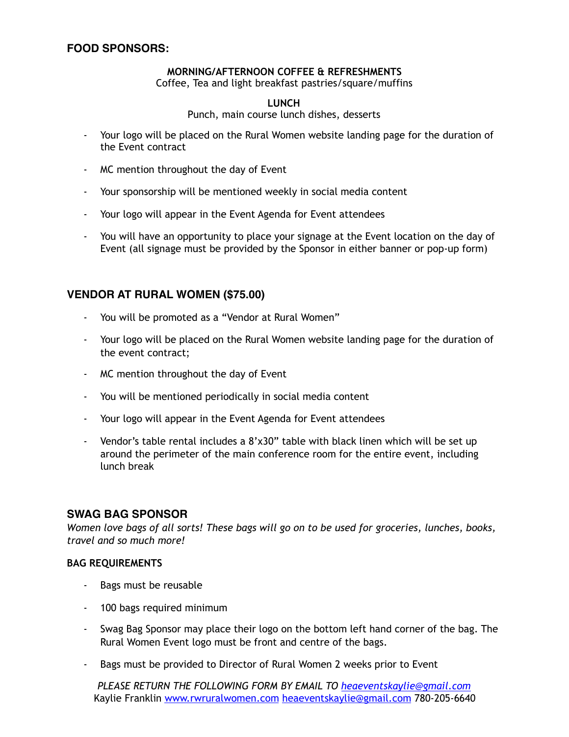## FOOD SPONSORS:

**MORNING/AFTERNOON COFFEE & REFRESHMENTS**
Coffee, Tea and light breakfast pastries/square/muffins

**LUNCH**
Punch, main course lunch dishes, desserts

- Your logo will be placed on the Rural Women website landing page for the duration of the Event contract
- MC mention throughout the day of Event
- Your sponsorship will be mentioned weekly in social media content
- Your logo will appear in the Event Agenda for Event attendees
- You will have an opportunity to place your signage at the Event location on the day of Event (all signage must be provided by the Sponsor in either banner or pop-up form)

## VENDOR AT RURAL WOMEN ($75.00)

- You will be promoted as a "Vendor at Rural Women"
- Your logo will be placed on the Rural Women website landing page for the duration of the event contract;
- MC mention throughout the day of Event
- You will be mentioned periodically in social media content
- Your logo will appear in the Event Agenda for Event attendees
- Vendor's table rental includes a 8'x30" table with black linen which will be set up around the perimeter of the main conference room for the entire event, including lunch break

## SWAG BAG SPONSOR

*Women love bags of all sorts! These bags will go on to be used for groceries, lunches, books, travel and so much more!*

**BAG REQUIREMENTS**

- Bags must be reusable
- 100 bags required minimum
- Swag Bag Sponsor may place their logo on the bottom left hand corner of the bag. The Rural Women Event logo must be front and centre of the bags.
- Bags must be provided to Director of Rural Women 2 weeks prior to Event

*PLEASE RETURN THE FOLLOWING FORM BY EMAIL TO heaeventskaylie@gmail.com*
Kaylie Franklin www.rwruralwomen.com heaeventskaylie@gmail.com 780-205-6640